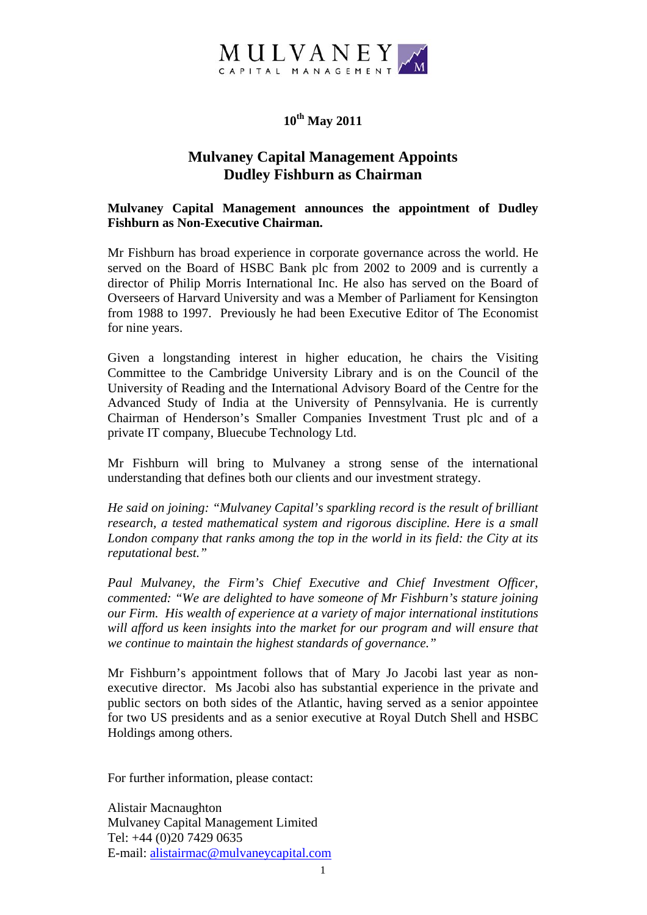MULVANEY
CAPITAL MANAGEMENT

**10th May 2011**

## Mulvaney Capital Management Appoints Dudley Fishburn as Chairman

**Mulvaney Capital Management announces the appointment of Dudley Fishburn as Non-Executive Chairman.**

Mr Fishburn has broad experience in corporate governance across the world. He served on the Board of HSBC Bank plc from 2002 to 2009 and is currently a director of Philip Morris International Inc. He also has served on the Board of Overseers of Harvard University and was a Member of Parliament for Kensington from 1988 to 1997. Previously he had been Executive Editor of The Economist for nine years.

Given a longstanding interest in higher education, he chairs the Visiting Committee to the Cambridge University Library and is on the Council of the University of Reading and the International Advisory Board of the Centre for the Advanced Study of India at the University of Pennsylvania. He is currently Chairman of Henderson's Smaller Companies Investment Trust plc and of a private IT company, Bluecube Technology Ltd.

Mr Fishburn will bring to Mulvaney a strong sense of the international understanding that defines both our clients and our investment strategy.

*He said on joining: "Mulvaney Capital's sparkling record is the result of brilliant research, a tested mathematical system and rigorous discipline. Here is a small London company that ranks among the top in the world in its field: the City at its reputational best."*

*Paul Mulvaney, the Firm's Chief Executive and Chief Investment Officer, commented: "We are delighted to have someone of Mr Fishburn's stature joining our Firm. His wealth of experience at a variety of major international institutions will afford us keen insights into the market for our program and will ensure that we continue to maintain the highest standards of governance."*

Mr Fishburn's appointment follows that of Mary Jo Jacobi last year as non-executive director. Ms Jacobi also has substantial experience in the private and public sectors on both sides of the Atlantic, having served as a senior appointee for two US presidents and as a senior executive at Royal Dutch Shell and HSBC Holdings among others.

For further information, please contact:

Alistair Macnaughton
Mulvaney Capital Management Limited
Tel: +44 (0)20 7429 0635
E-mail: alistairmac@mulvaneycapital.com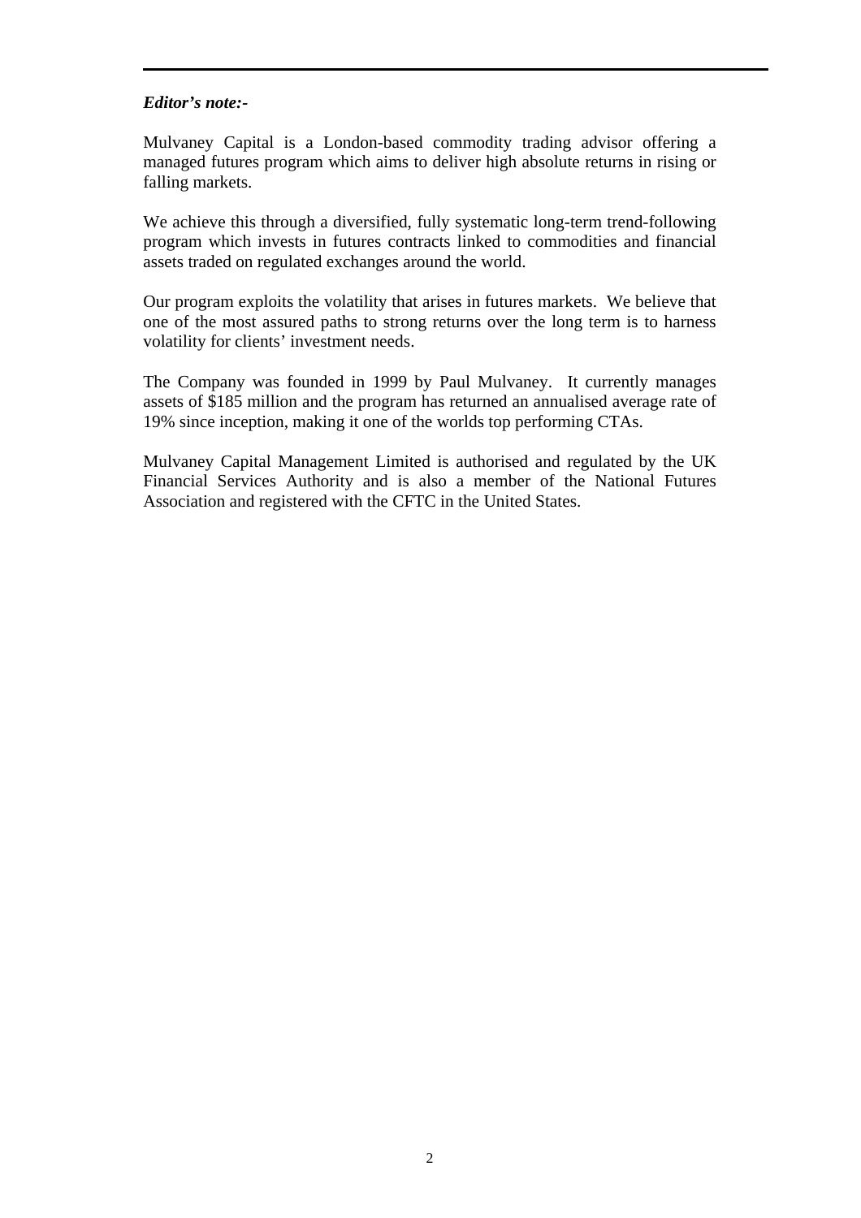***Editor's note:-***

Mulvaney Capital is a London-based commodity trading advisor offering a managed futures program which aims to deliver high absolute returns in rising or falling markets.

We achieve this through a diversified, fully systematic long-term trend-following program which invests in futures contracts linked to commodities and financial assets traded on regulated exchanges around the world.

Our program exploits the volatility that arises in futures markets. We believe that one of the most assured paths to strong returns over the long term is to harness volatility for clients' investment needs.

The Company was founded in 1999 by Paul Mulvaney. It currently manages assets of $185 million and the program has returned an annualised average rate of 19% since inception, making it one of the worlds top performing CTAs.

Mulvaney Capital Management Limited is authorised and regulated by the UK Financial Services Authority and is also a member of the National Futures Association and registered with the CFTC in the United States.